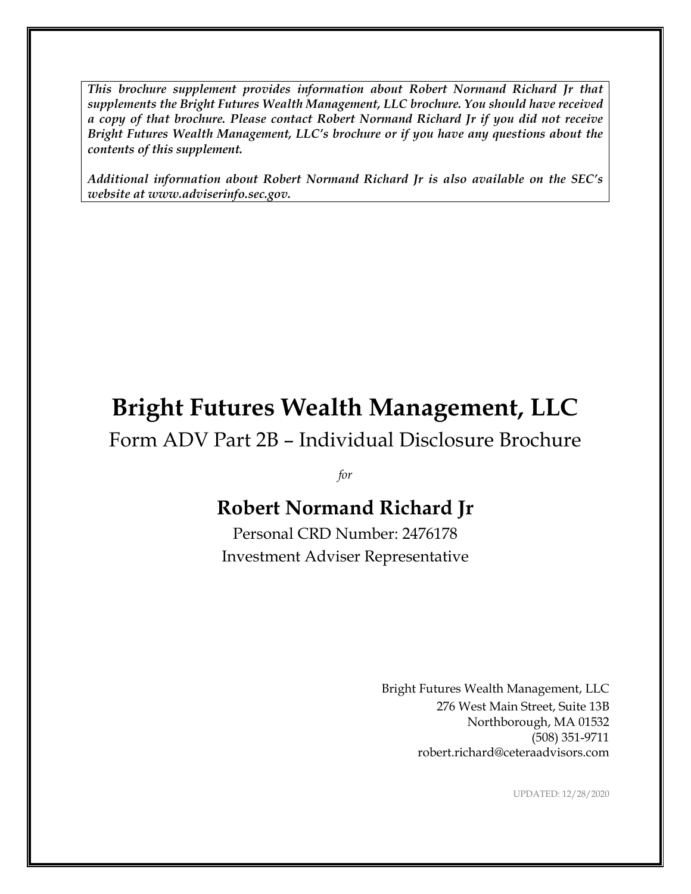***This brochure supplement provides information about Robert Normand Richard Jr that supplements the Bright Futures Wealth Management, LLC brochure. You should have received a copy of that brochure. Please contact Robert Normand Richard Jr if you did not receive Bright Futures Wealth Management, LLC's brochure or if you have any questions about the contents of this supplement.***

***Additional information about Robert Normand Richard Jr is also available on the SEC's website at www.adviserinfo.sec.gov.***

# Bright Futures Wealth Management, LLC

Form ADV Part 2B – Individual Disclosure Brochure

*for*

## Robert Normand Richard Jr

Personal CRD Number: 2476178

Investment Adviser Representative

Bright Futures Wealth Management, LLC
276 West Main Street, Suite 13B
Northborough, MA 01532
(508) 351-9711
robert.richard@ceteraadvisors.com

UPDATED: 12/28/2020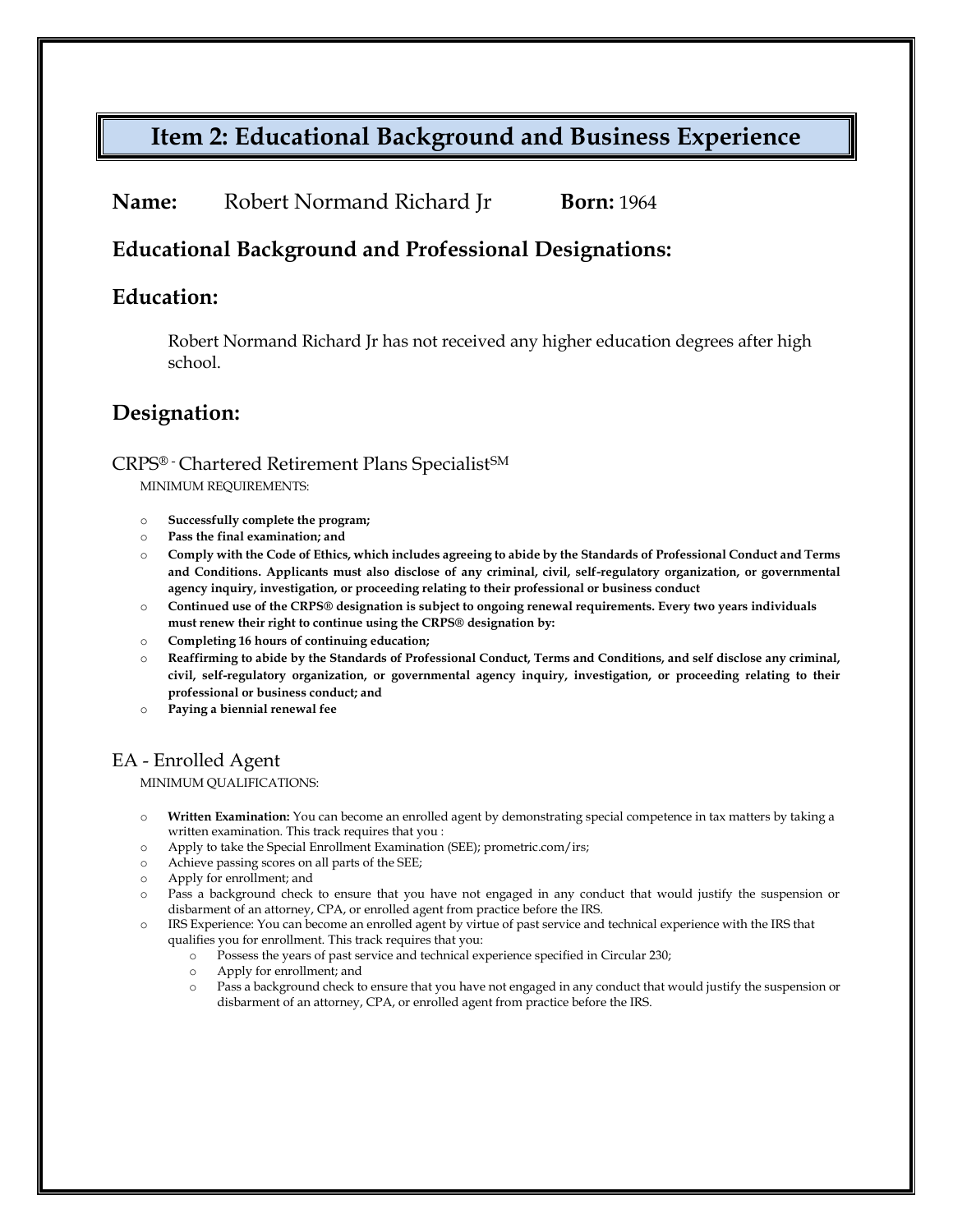# Item 2: Educational Background and Business Experience

**Name:** Robert Normand Richard Jr **Born:** 1964

## Educational Background and Professional Designations:

## Education:

Robert Normand Richard Jr has not received any higher education degrees after high school.

## Designation:

### CRPS® - Chartered Retirement Plans Specialist[SM]

MINIMUM REQUIREMENTS:

- **Successfully complete the program;**
- **Pass the final examination; and**
- **Comply with the Code of Ethics, which includes agreeing to abide by the Standards of Professional Conduct and Terms and Conditions. Applicants must also disclose of any criminal, civil, self-regulatory organization, or governmental agency inquiry, investigation, or proceeding relating to their professional or business conduct**
- **Continued use of the CRPS® designation is subject to ongoing renewal requirements. Every two years individuals must renew their right to continue using the CRPS® designation by:**
- **Completing 16 hours of continuing education;**
- **Reaffirming to abide by the Standards of Professional Conduct, Terms and Conditions, and self disclose any criminal, civil, self-regulatory organization, or governmental agency inquiry, investigation, or proceeding relating to their professional or business conduct; and**
- **Paying a biennial renewal fee**

### EA - Enrolled Agent

MINIMUM QUALIFICATIONS:

- **Written Examination:** You can become an enrolled agent by demonstrating special competence in tax matters by taking a written examination. This track requires that you :
- Apply to take the Special Enrollment Examination (SEE); prometric.com/irs;
- Achieve passing scores on all parts of the SEE;
- Apply for enrollment; and
- Pass a background check to ensure that you have not engaged in any conduct that would justify the suspension or disbarment of an attorney, CPA, or enrolled agent from practice before the IRS.
- IRS Experience: You can become an enrolled agent by virtue of past service and technical experience with the IRS that qualifies you for enrollment. This track requires that you:
  - Possess the years of past service and technical experience specified in Circular 230;
  - Apply for enrollment; and
  - Pass a background check to ensure that you have not engaged in any conduct that would justify the suspension or disbarment of an attorney, CPA, or enrolled agent from practice before the IRS.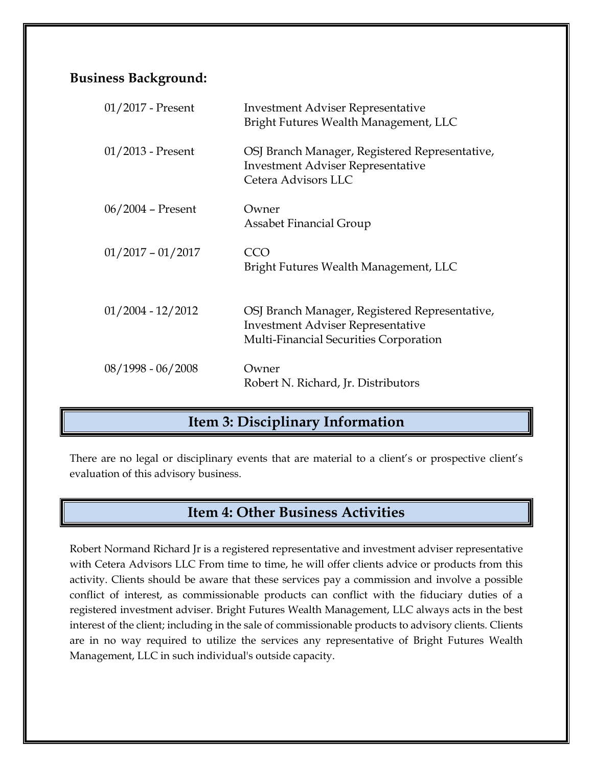**Business Background:**

| | |
|---|---|
| 01/2017 - Present | Investment Adviser Representative<br>Bright Futures Wealth Management, LLC |
| 01/2013 - Present | OSJ Branch Manager, Registered Representative, Investment Adviser Representative<br>Cetera Advisors LLC |
| 06/2004 – Present | Owner<br>Assabet Financial Group |
| 01/2017 – 01/2017 | CCO<br>Bright Futures Wealth Management, LLC |
| 01/2004 - 12/2012 | OSJ Branch Manager, Registered Representative, Investment Adviser Representative<br>Multi-Financial Securities Corporation |
| 08/1998 - 06/2008 | Owner<br>Robert N. Richard, Jr. Distributors |

## Item 3: Disciplinary Information

There are no legal or disciplinary events that are material to a client's or prospective client's evaluation of this advisory business.

## Item 4: Other Business Activities

Robert Normand Richard Jr is a registered representative and investment adviser representative with Cetera Advisors LLC From time to time, he will offer clients advice or products from this activity. Clients should be aware that these services pay a commission and involve a possible conflict of interest, as commissionable products can conflict with the fiduciary duties of a registered investment adviser. Bright Futures Wealth Management, LLC always acts in the best interest of the client; including in the sale of commissionable products to advisory clients. Clients are in no way required to utilize the services any representative of Bright Futures Wealth Management, LLC in such individual's outside capacity.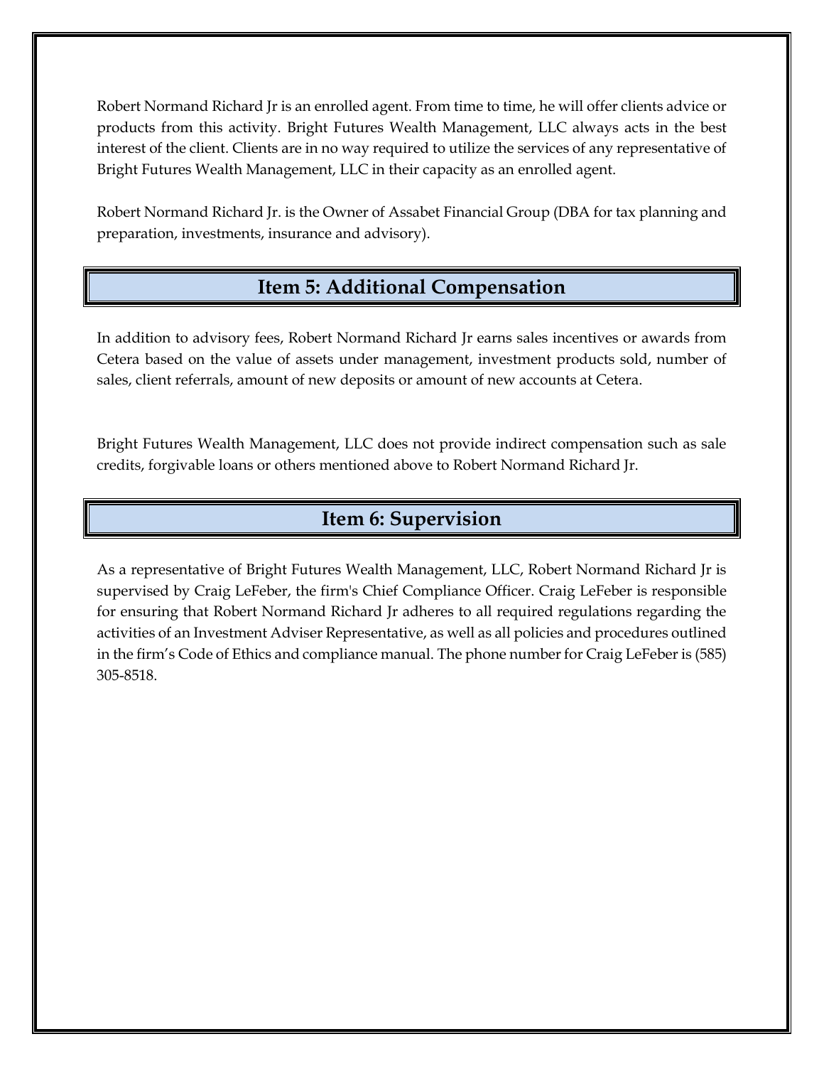Robert Normand Richard Jr is an enrolled agent. From time to time, he will offer clients advice or products from this activity. Bright Futures Wealth Management, LLC always acts in the best interest of the client. Clients are in no way required to utilize the services of any representative of Bright Futures Wealth Management, LLC in their capacity as an enrolled agent.

Robert Normand Richard Jr. is the Owner of Assabet Financial Group (DBA for tax planning and preparation, investments, insurance and advisory).

## Item 5: Additional Compensation

In addition to advisory fees, Robert Normand Richard Jr earns sales incentives or awards from Cetera based on the value of assets under management, investment products sold, number of sales, client referrals, amount of new deposits or amount of new accounts at Cetera.

Bright Futures Wealth Management, LLC does not provide indirect compensation such as sale credits, forgivable loans or others mentioned above to Robert Normand Richard Jr.

## Item 6: Supervision

As a representative of Bright Futures Wealth Management, LLC, Robert Normand Richard Jr is supervised by Craig LeFeber, the firm's Chief Compliance Officer. Craig LeFeber is responsible for ensuring that Robert Normand Richard Jr adheres to all required regulations regarding the activities of an Investment Adviser Representative, as well as all policies and procedures outlined in the firm's Code of Ethics and compliance manual. The phone number for Craig LeFeber is (585) 305-8518.